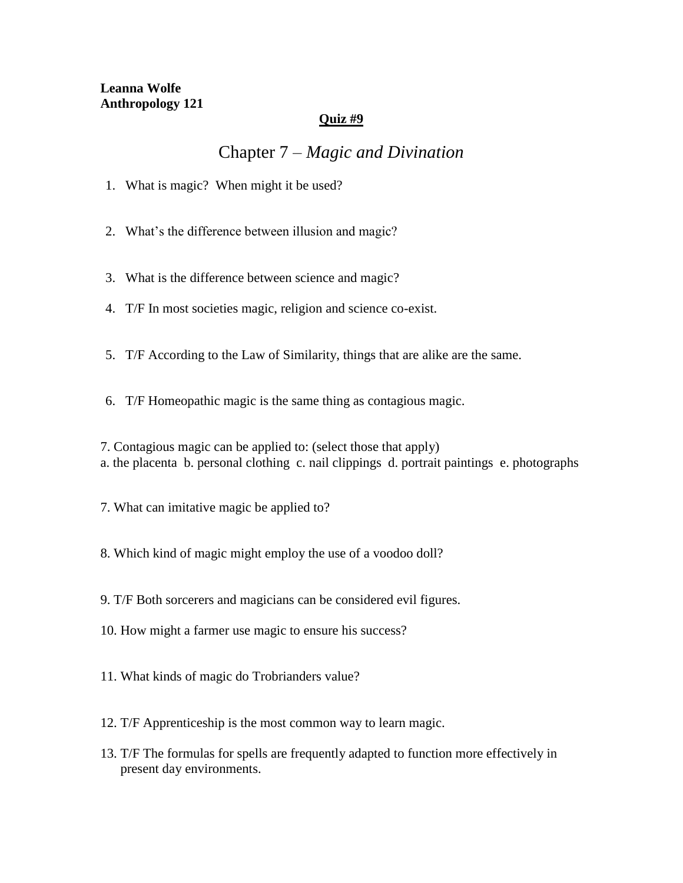**Leanna Wolfe**
**Anthropology 121**

**Quiz #9**

# Chapter 7 – *Magic and Divination*

1. What is magic? When might it be used?

2. What's the difference between illusion and magic?

3. What is the difference between science and magic?

4. T/F In most societies magic, religion and science co-exist.

5. T/F According to the Law of Similarity, things that are alike are the same.

6. T/F Homeopathic magic is the same thing as contagious magic.

7. Contagious magic can be applied to: (select those that apply)
a. the placenta b. personal clothing c. nail clippings d. portrait paintings e. photographs

7. What can imitative magic be applied to?

8. Which kind of magic might employ the use of a voodoo doll?

9. T/F Both sorcerers and magicians can be considered evil figures.

10. How might a farmer use magic to ensure his success?

11. What kinds of magic do Trobrianders value?

12. T/F Apprenticeship is the most common way to learn magic.

13. T/F The formulas for spells are frequently adapted to function more effectively in present day environments.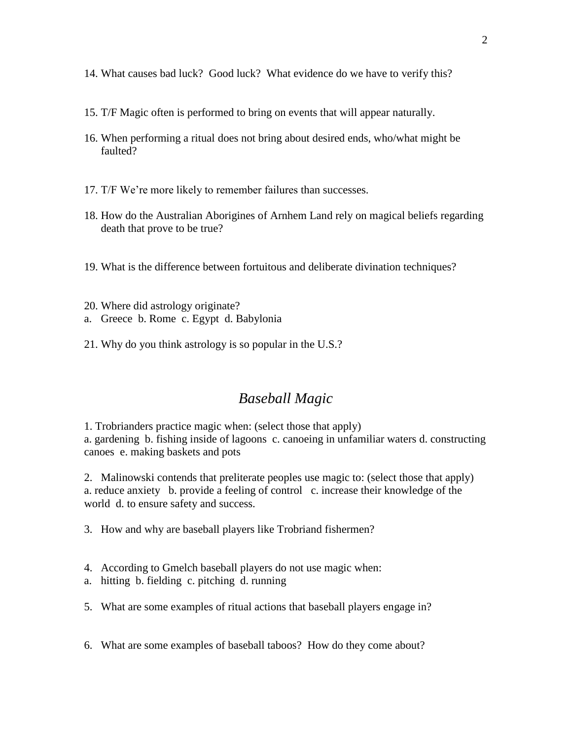14. What causes bad luck? Good luck? What evidence do we have to verify this?

15. T/F Magic often is performed to bring on events that will appear naturally.

16. When performing a ritual does not bring about desired ends, who/what might be faulted?

17. T/F We're more likely to remember failures than successes.

18. How do the Australian Aborigines of Arnhem Land rely on magical beliefs regarding death that prove to be true?

19. What is the difference between fortuitous and deliberate divination techniques?

20. Where did astrology originate?
a. Greece b. Rome c. Egypt d. Babylonia

21. Why do you think astrology is so popular in the U.S.?

## *Baseball Magic*

1. Trobrianders practice magic when: (select those that apply)
a. gardening b. fishing inside of lagoons c. canoeing in unfamiliar waters d. constructing canoes e. making baskets and pots

2. Malinowski contends that preliterate peoples use magic to: (select those that apply)
a. reduce anxiety b. provide a feeling of control c. increase their knowledge of the world d. to ensure safety and success.

3. How and why are baseball players like Trobriand fishermen?

4. According to Gmelch baseball players do not use magic when:
a. hitting b. fielding c. pitching d. running

5. What are some examples of ritual actions that baseball players engage in?

6. What are some examples of baseball taboos? How do they come about?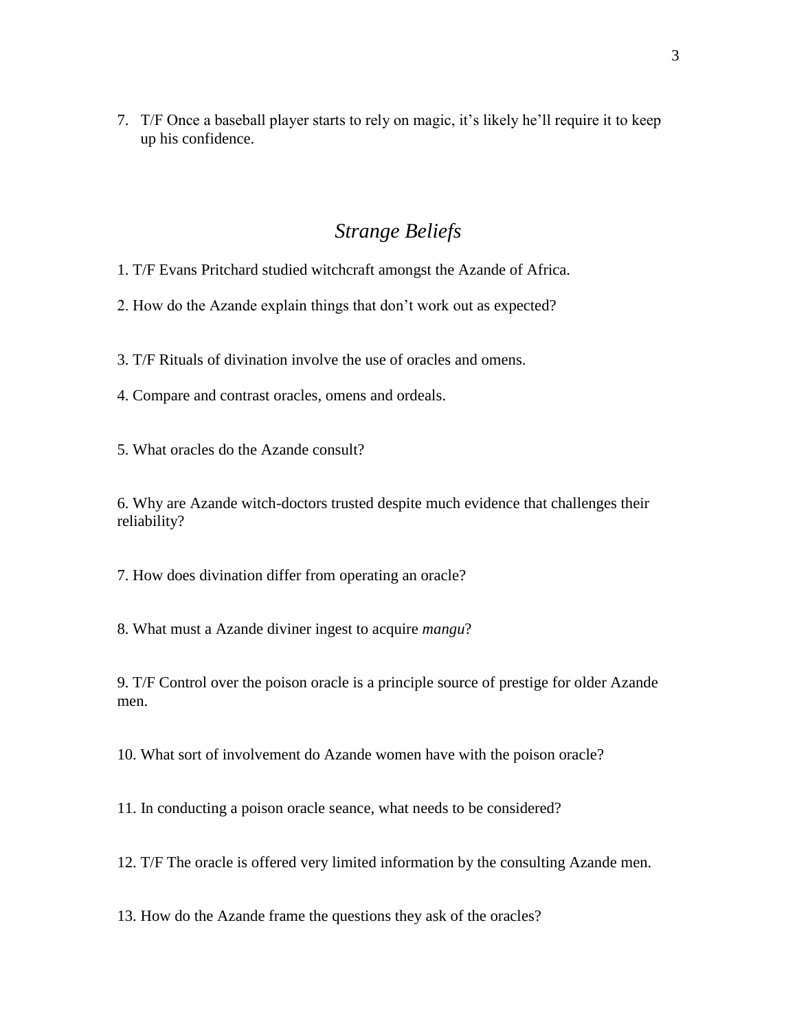7. T/F Once a baseball player starts to rely on magic, it's likely he'll require it to keep up his confidence.

## *Strange Beliefs*

1. T/F Evans Pritchard studied witchcraft amongst the Azande of Africa.

2. How do the Azande explain things that don't work out as expected?

3. T/F Rituals of divination involve the use of oracles and omens.

4. Compare and contrast oracles, omens and ordeals.

5. What oracles do the Azande consult?

6. Why are Azande witch-doctors trusted despite much evidence that challenges their reliability?

7. How does divination differ from operating an oracle?

8. What must a Azande diviner ingest to acquire *mangu*?

9. T/F Control over the poison oracle is a principle source of prestige for older Azande men.

10. What sort of involvement do Azande women have with the poison oracle?

11. In conducting a poison oracle seance, what needs to be considered?

12. T/F The oracle is offered very limited information by the consulting Azande men.

13. How do the Azande frame the questions they ask of the oracles?